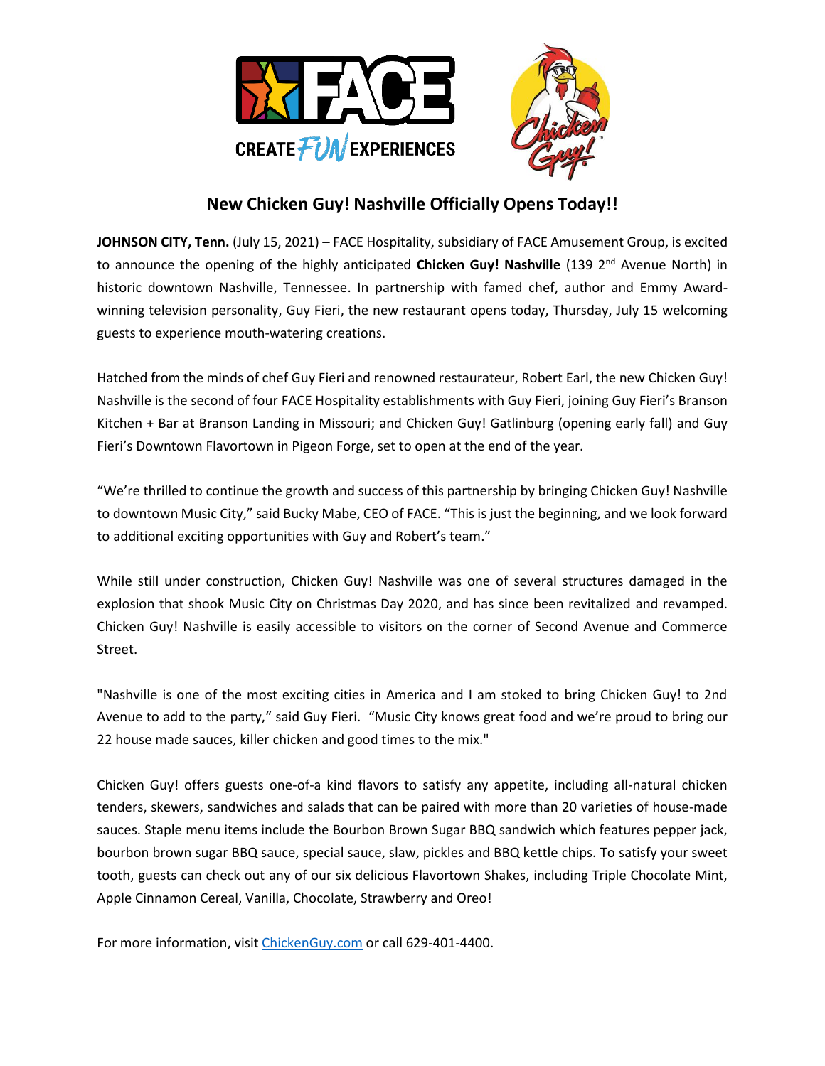## New Chicken Guy! Nashville Officially Opens Today!!

**JOHNSON CITY, Tenn.** (July 15, 2021) – FACE Hospitality, subsidiary of FACE Amusement Group, is excited to announce the opening of the highly anticipated **Chicken Guy! Nashville** (139 2nd Avenue North) in historic downtown Nashville, Tennessee. In partnership with famed chef, author and Emmy Award-winning television personality, Guy Fieri, the new restaurant opens today, Thursday, July 15 welcoming guests to experience mouth-watering creations.

Hatched from the minds of chef Guy Fieri and renowned restaurateur, Robert Earl, the new Chicken Guy! Nashville is the second of four FACE Hospitality establishments with Guy Fieri, joining Guy Fieri's Branson Kitchen + Bar at Branson Landing in Missouri; and Chicken Guy! Gatlinburg (opening early fall) and Guy Fieri's Downtown Flavortown in Pigeon Forge, set to open at the end of the year.

"We're thrilled to continue the growth and success of this partnership by bringing Chicken Guy! Nashville to downtown Music City," said Bucky Mabe, CEO of FACE. "This is just the beginning, and we look forward to additional exciting opportunities with Guy and Robert's team."

While still under construction, Chicken Guy! Nashville was one of several structures damaged in the explosion that shook Music City on Christmas Day 2020, and has since been revitalized and revamped. Chicken Guy! Nashville is easily accessible to visitors on the corner of Second Avenue and Commerce Street.

"Nashville is one of the most exciting cities in America and I am stoked to bring Chicken Guy! to 2nd Avenue to add to the party," said Guy Fieri. "Music City knows great food and we're proud to bring our 22 house made sauces, killer chicken and good times to the mix."

Chicken Guy! offers guests one-of-a kind flavors to satisfy any appetite, including all-natural chicken tenders, skewers, sandwiches and salads that can be paired with more than 20 varieties of house-made sauces. Staple menu items include the Bourbon Brown Sugar BBQ sandwich which features pepper jack, bourbon brown sugar BBQ sauce, special sauce, slaw, pickles and BBQ kettle chips. To satisfy your sweet tooth, guests can check out any of our six delicious Flavortown Shakes, including Triple Chocolate Mint, Apple Cinnamon Cereal, Vanilla, Chocolate, Strawberry and Oreo!

For more information, visit ChickenGuy.com or call 629-401-4400.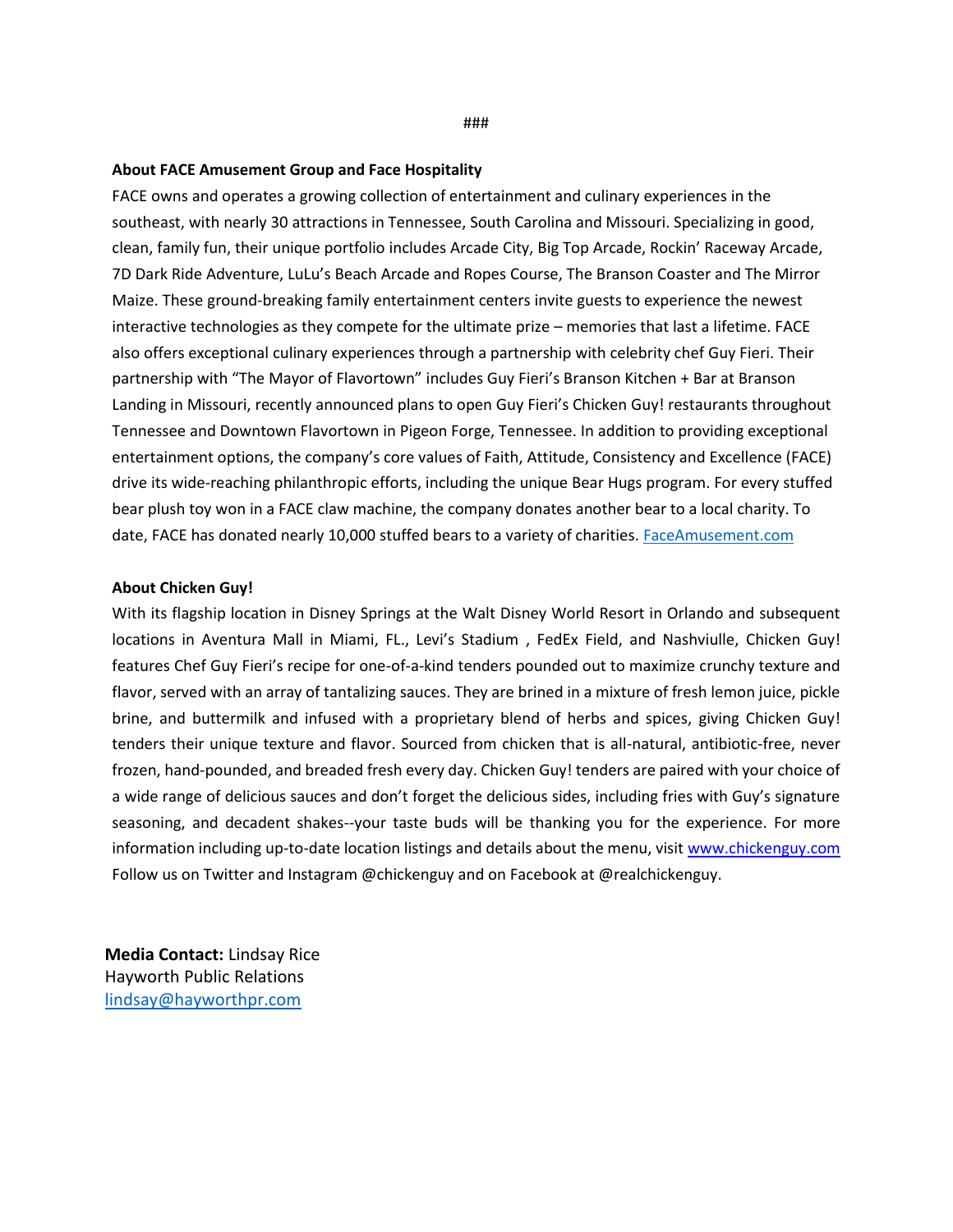###

**About FACE Amusement Group and Face Hospitality**

FACE owns and operates a growing collection of entertainment and culinary experiences in the southeast, with nearly 30 attractions in Tennessee, South Carolina and Missouri. Specializing in good, clean, family fun, their unique portfolio includes Arcade City, Big Top Arcade, Rockin' Raceway Arcade, 7D Dark Ride Adventure, LuLu's Beach Arcade and Ropes Course, The Branson Coaster and The Mirror Maize. These ground-breaking family entertainment centers invite guests to experience the newest interactive technologies as they compete for the ultimate prize – memories that last a lifetime. FACE also offers exceptional culinary experiences through a partnership with celebrity chef Guy Fieri. Their partnership with "The Mayor of Flavortown" includes Guy Fieri's Branson Kitchen + Bar at Branson Landing in Missouri, recently announced plans to open Guy Fieri's Chicken Guy! restaurants throughout Tennessee and Downtown Flavortown in Pigeon Forge, Tennessee. In addition to providing exceptional entertainment options, the company's core values of Faith, Attitude, Consistency and Excellence (FACE) drive its wide-reaching philanthropic efforts, including the unique Bear Hugs program. For every stuffed bear plush toy won in a FACE claw machine, the company donates another bear to a local charity. To date, FACE has donated nearly 10,000 stuffed bears to a variety of charities. [FaceAmusement.com](FaceAmusement.com)

**About Chicken Guy!**

With its flagship location in Disney Springs at the Walt Disney World Resort in Orlando and subsequent locations in Aventura Mall in Miami, FL., Levi's Stadium , FedEx Field, and Nashviulle, Chicken Guy! features Chef Guy Fieri's recipe for one-of-a-kind tenders pounded out to maximize crunchy texture and flavor, served with an array of tantalizing sauces. They are brined in a mixture of fresh lemon juice, pickle brine, and buttermilk and infused with a proprietary blend of herbs and spices, giving Chicken Guy! tenders their unique texture and flavor. Sourced from chicken that is all-natural, antibiotic-free, never frozen, hand-pounded, and breaded fresh every day. Chicken Guy! tenders are paired with your choice of a wide range of delicious sauces and don't forget the delicious sides, including fries with Guy's signature seasoning, and decadent shakes--your taste buds will be thanking you for the experience. For more information including up-to-date location listings and details about the menu, visit [www.chickenguy.com](www.chickenguy.com) Follow us on Twitter and Instagram @chickenguy and on Facebook at @realchickenguy.

**Media Contact:** Lindsay Rice
Hayworth Public Relations
[lindsay@hayworthpr.com](mailto:lindsay@hayworthpr.com)